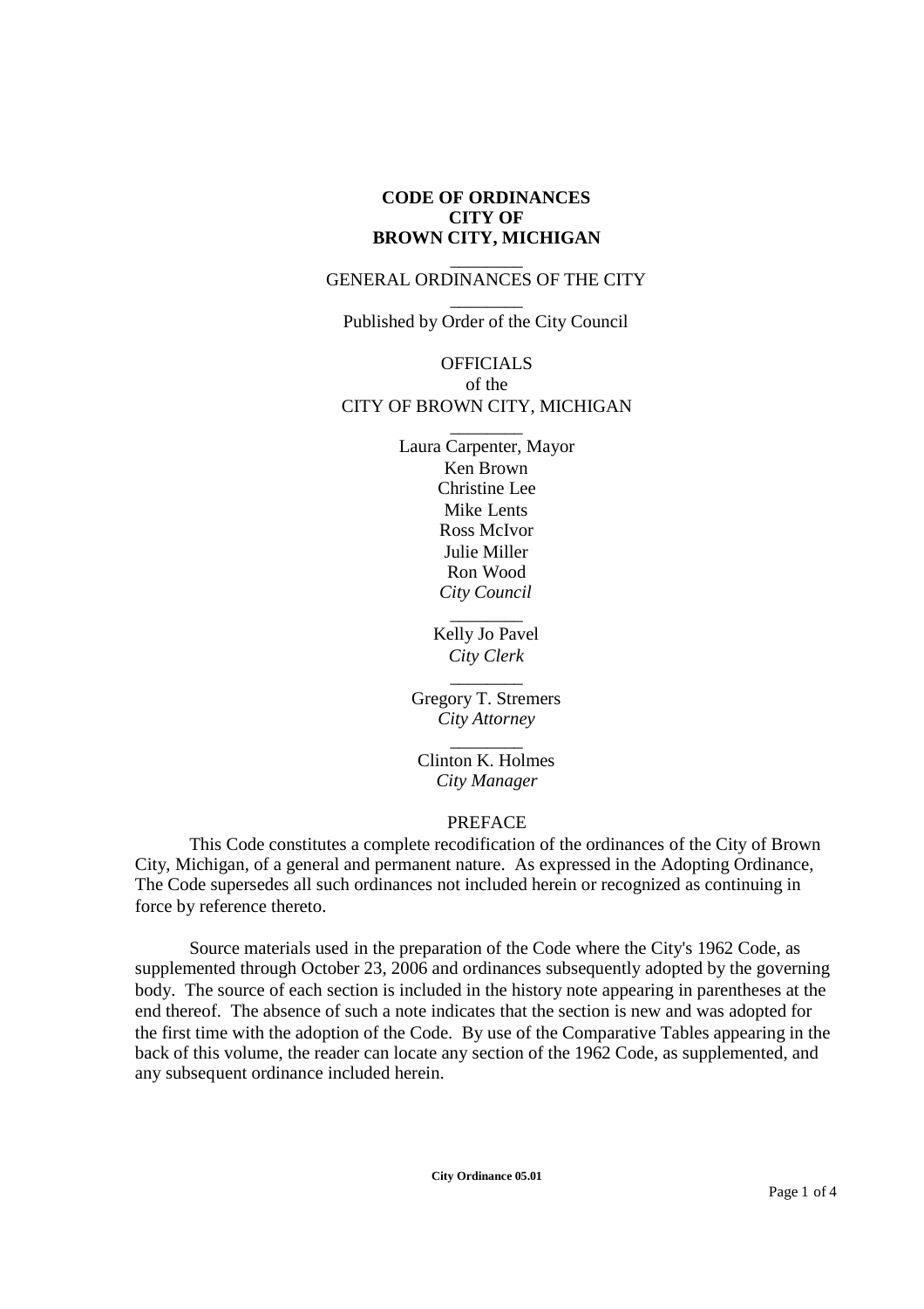# CODE OF ORDINANCES
# CITY OF
# BROWN CITY, MICHIGAN

________

GENERAL ORDINANCES OF THE CITY

________

Published by Order of the City Council

OFFICIALS
of the
CITY OF BROWN CITY, MICHIGAN

________

Laura Carpenter, Mayor
Ken Brown
Christine Lee
Mike Lents
Ross McIvor
Julie Miller
Ron Wood
*City Council*

________

Kelly Jo Pavel
*City Clerk*

________

Gregory T. Stremers
*City Attorney*

________

Clinton K. Holmes
*City Manager*

PREFACE

This Code constitutes a complete recodification of the ordinances of the City of Brown City, Michigan, of a general and permanent nature. As expressed in the Adopting Ordinance, The Code supersedes all such ordinances not included herein or recognized as continuing in force by reference thereto.

Source materials used in the preparation of the Code where the City's 1962 Code, as supplemented through October 23, 2006 and ordinances subsequently adopted by the governing body. The source of each section is included in the history note appearing in parentheses at the end thereof. The absence of such a note indicates that the section is new and was adopted for the first time with the adoption of the Code. By use of the Comparative Tables appearing in the back of this volume, the reader can locate any section of the 1962 Code, as supplemented, and any subsequent ordinance included herein.

**City Ordinance 05.01**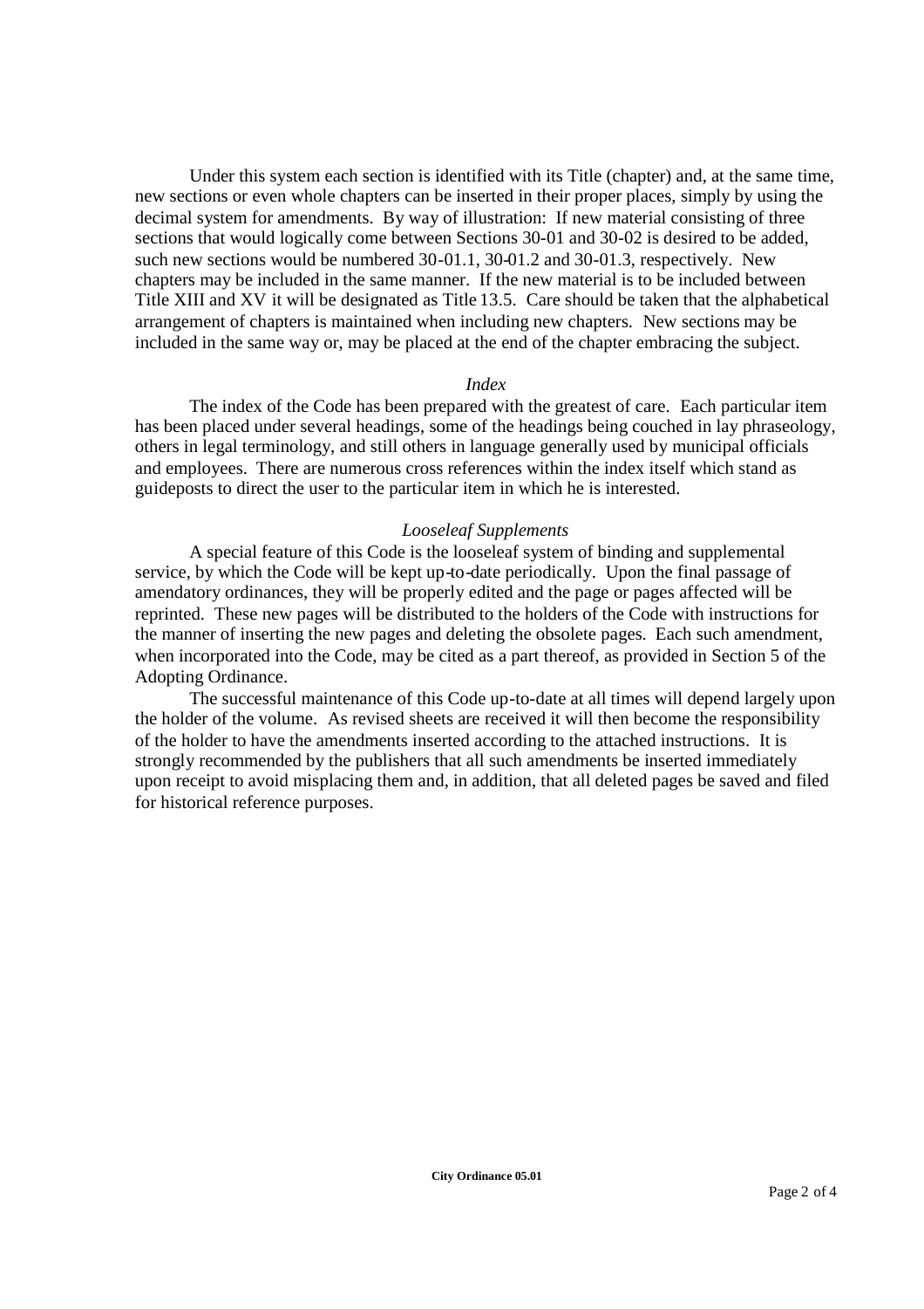Under this system each section is identified with its Title (chapter) and, at the same time, new sections or even whole chapters can be inserted in their proper places, simply by using the decimal system for amendments. By way of illustration: If new material consisting of three sections that would logically come between Sections 30-01 and 30-02 is desired to be added, such new sections would be numbered 30-01.1, 30-01.2 and 30-01.3, respectively. New chapters may be included in the same manner. If the new material is to be included between Title XIII and XV it will be designated as Title 13.5. Care should be taken that the alphabetical arrangement of chapters is maintained when including new chapters. New sections may be included in the same way or, may be placed at the end of the chapter embracing the subject.

*Index*

The index of the Code has been prepared with the greatest of care. Each particular item has been placed under several headings, some of the headings being couched in lay phraseology, others in legal terminology, and still others in language generally used by municipal officials and employees. There are numerous cross references within the index itself which stand as guideposts to direct the user to the particular item in which he is interested.

*Looseleaf Supplements*

A special feature of this Code is the looseleaf system of binding and supplemental service, by which the Code will be kept up-to-date periodically. Upon the final passage of amendatory ordinances, they will be properly edited and the page or pages affected will be reprinted. These new pages will be distributed to the holders of the Code with instructions for the manner of inserting the new pages and deleting the obsolete pages. Each such amendment, when incorporated into the Code, may be cited as a part thereof, as provided in Section 5 of the Adopting Ordinance.

The successful maintenance of this Code up-to-date at all times will depend largely upon the holder of the volume. As revised sheets are received it will then become the responsibility of the holder to have the amendments inserted according to the attached instructions. It is strongly recommended by the publishers that all such amendments be inserted immediately upon receipt to avoid misplacing them and, in addition, that all deleted pages be saved and filed for historical reference purposes.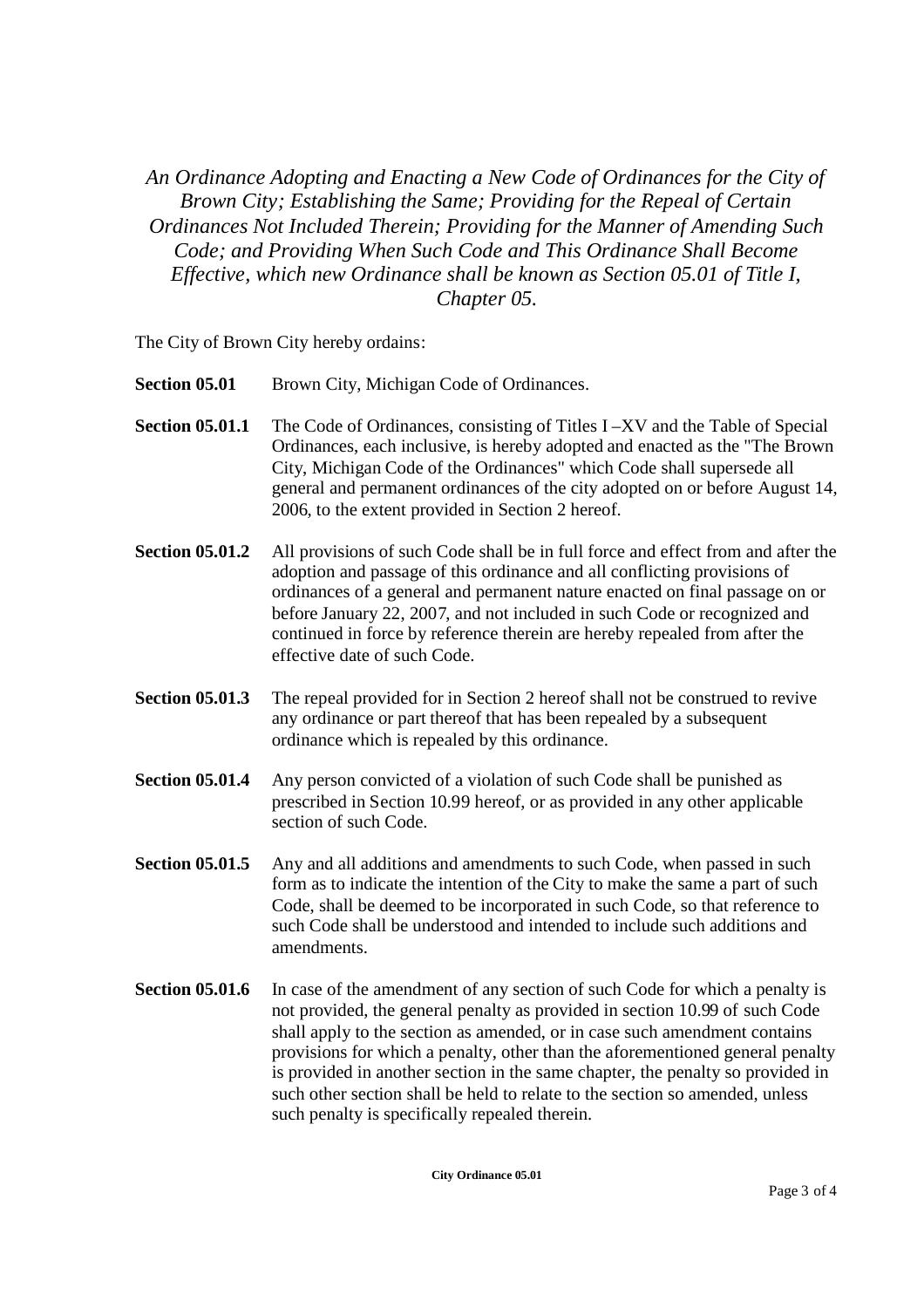*An Ordinance Adopting and Enacting a New Code of Ordinances for the City of Brown City; Establishing the Same; Providing for the Repeal of Certain Ordinances Not Included Therein; Providing for the Manner of Amending Such Code; and Providing When Such Code and This Ordinance Shall Become Effective, which new Ordinance shall be known as Section 05.01 of Title I, Chapter 05.*

The City of Brown City hereby ordains:

**Section 05.01** Brown City, Michigan Code of Ordinances.

**Section 05.01.1** The Code of Ordinances, consisting of Titles I –XV and the Table of Special Ordinances, each inclusive, is hereby adopted and enacted as the "The Brown City, Michigan Code of the Ordinances" which Code shall supersede all general and permanent ordinances of the city adopted on or before August 14, 2006, to the extent provided in Section 2 hereof.

**Section 05.01.2** All provisions of such Code shall be in full force and effect from and after the adoption and passage of this ordinance and all conflicting provisions of ordinances of a general and permanent nature enacted on final passage on or before January 22, 2007, and not included in such Code or recognized and continued in force by reference therein are hereby repealed from after the effective date of such Code.

**Section 05.01.3** The repeal provided for in Section 2 hereof shall not be construed to revive any ordinance or part thereof that has been repealed by a subsequent ordinance which is repealed by this ordinance.

**Section 05.01.4** Any person convicted of a violation of such Code shall be punished as prescribed in Section 10.99 hereof, or as provided in any other applicable section of such Code.

**Section 05.01.5** Any and all additions and amendments to such Code, when passed in such form as to indicate the intention of the City to make the same a part of such Code, shall be deemed to be incorporated in such Code, so that reference to such Code shall be understood and intended to include such additions and amendments.

**Section 05.01.6** In case of the amendment of any section of such Code for which a penalty is not provided, the general penalty as provided in section 10.99 of such Code shall apply to the section as amended, or in case such amendment contains provisions for which a penalty, other than the aforementioned general penalty is provided in another section in the same chapter, the penalty so provided in such other section shall be held to relate to the section so amended, unless such penalty is specifically repealed therein.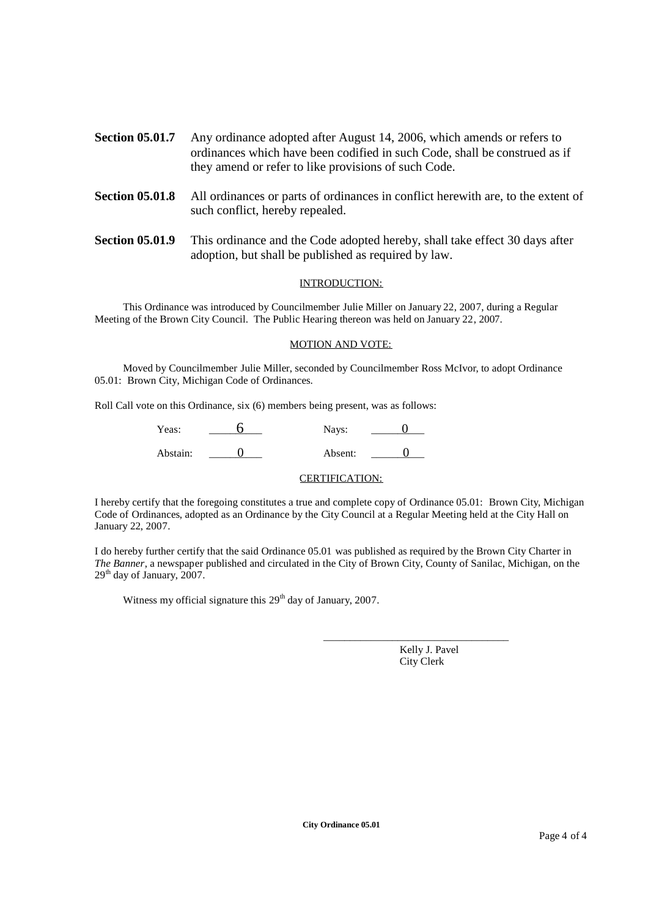**Section 05.01.7** Any ordinance adopted after August 14, 2006, which amends or refers to ordinances which have been codified in such Code, shall be construed as if they amend or refer to like provisions of such Code.

**Section 05.01.8** All ordinances or parts of ordinances in conflict herewith are, to the extent of such conflict, hereby repealed.

**Section 05.01.9** This ordinance and the Code adopted hereby, shall take effect 30 days after adoption, but shall be published as required by law.

INTRODUCTION:

This Ordinance was introduced by Councilmember Julie Miller on January 22, 2007, during a Regular Meeting of the Brown City Council. The Public Hearing thereon was held on January 22, 2007.

MOTION AND VOTE:

Moved by Councilmember Julie Miller, seconded by Councilmember Ross McIvor, to adopt Ordinance 05.01: Brown City, Michigan Code of Ordinances.

Roll Call vote on this Ordinance, six (6) members being present, was as follows:

| | | | |
|---|---|---|---|
| Yeas: | 6 | Nays: | 0 |
| Abstain: | 0 | Absent: | 0 |

CERTIFICATION:

I hereby certify that the foregoing constitutes a true and complete copy of Ordinance 05.01: Brown City, Michigan Code of Ordinances, adopted as an Ordinance by the City Council at a Regular Meeting held at the City Hall on January 22, 2007.

I do hereby further certify that the said Ordinance 05.01 was published as required by the Brown City Charter in *The Banner*, a newspaper published and circulated in the City of Brown City, County of Sanilac, Michigan, on the 29th day of January, 2007.

Witness my official signature this 29th day of January, 2007.

\_\_\_\_\_\_\_\_\_\_\_\_\_\_\_\_\_\_\_\_\_\_\_\_\_\_\_\_\_\_\_\_\_\_

Kelly J. Pavel
City Clerk

**City Ordinance 05.01**